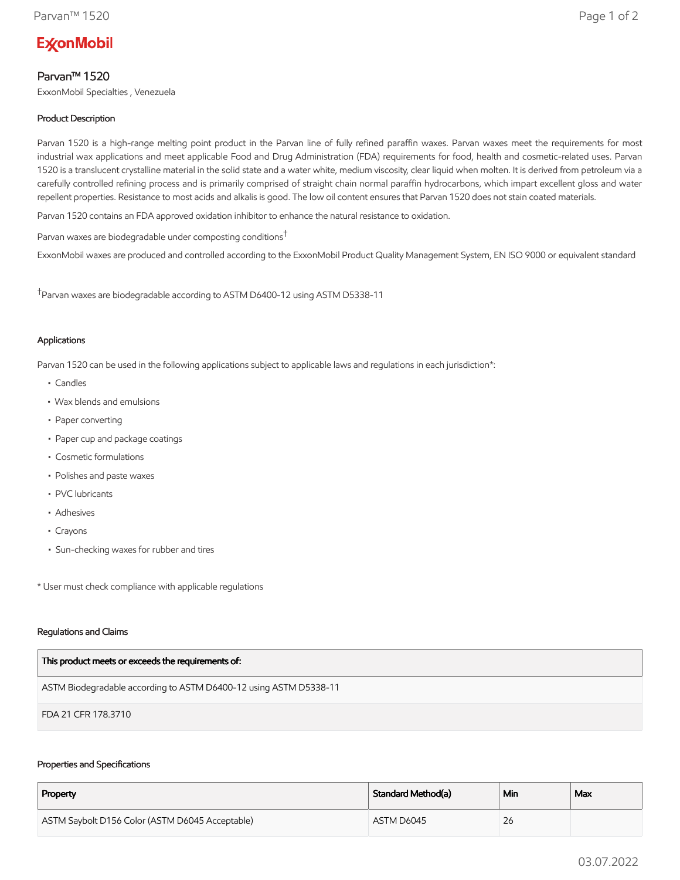**ExxonMobil**

# Parvan™ 1520

ExxonMobil Specialties , Venezuela

## Product Description

Parvan 1520 is a high-range melting point product in the Parvan line of fully refined paraffin waxes. Parvan waxes meet the requirements for most industrial wax applications and meet applicable Food and Drug Administration (FDA) requirements for food, health and cosmetic-related uses. Parvan 1520 is a translucent crystalline material in the solid state and a water white, medium viscosity, clear liquid when molten. It is derived from petroleum via a carefully controlled refining process and is primarily comprised of straight chain normal paraffin hydrocarbons, which impart excellent gloss and water repellent properties. Resistance to most acids and alkalis is good. The low oil content ensures that Parvan 1520 does not stain coated materials.

Parvan 1520 contains an FDA approved oxidation inhibitor to enhance the natural resistance to oxidation.

Parvan waxes are biodegradable under composting conditions[†]

ExxonMobil waxes are produced and controlled according to the ExxonMobil Product Quality Management System, EN ISO 9000 or equivalent standard

[†]Parvan waxes are biodegradable according to ASTM D6400-12 using ASTM D5338-11

## Applications

Parvan 1520 can be used in the following applications subject to applicable laws and regulations in each jurisdiction*:

- Candles
- Wax blends and emulsions
- Paper converting
- Paper cup and package coatings
- Cosmetic formulations
- Polishes and paste waxes
- PVC lubricants
- Adhesives
- Crayons
- Sun-checking waxes for rubber and tires

* User must check compliance with applicable regulations

## Regulations and Claims

| This product meets or exceeds the requirements of: |
|---|
| ASTM Biodegradable according to ASTM D6400-12 using ASTM D5338-11 |
| FDA 21 CFR 178.3710 |

## Properties and Specifications

| Property | Standard Method(a) | Min | Max |
|---|---|---|---|
| ASTM Saybolt D156 Color (ASTM D6045 Acceptable) | ASTM D6045 | 26 | |

03.07.2022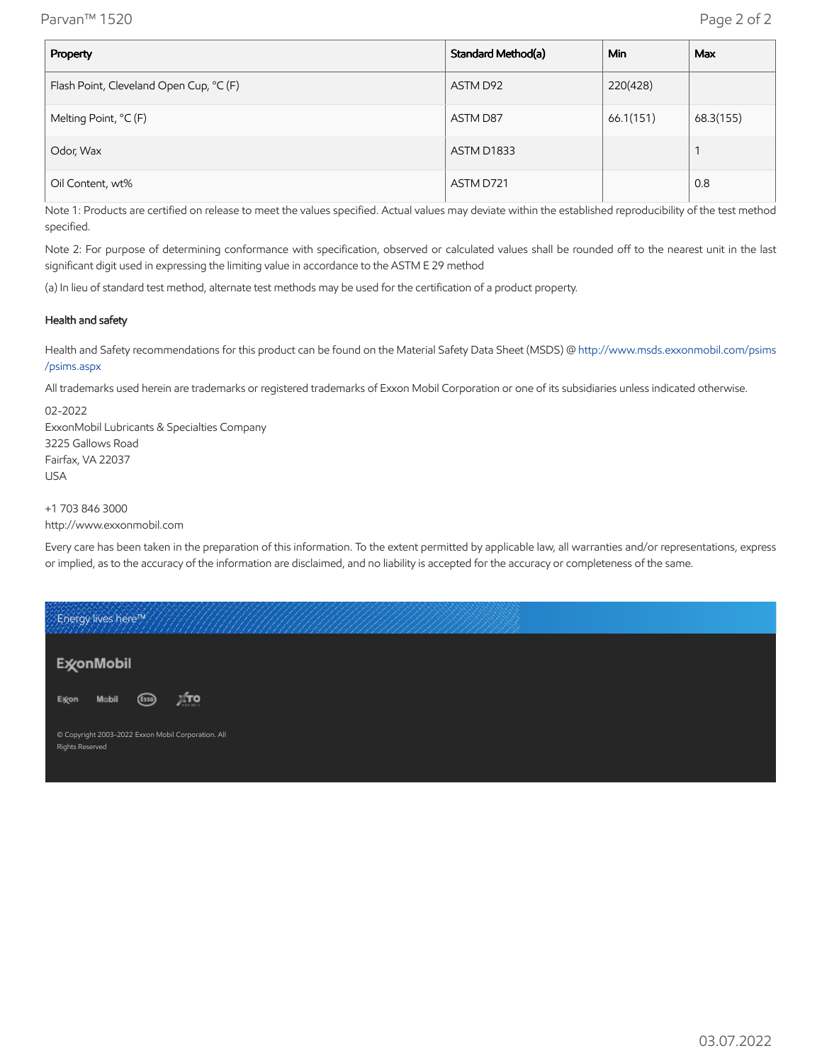| Property | Standard Method(a) | Min | Max |
| --- | --- | --- | --- |
| Flash Point, Cleveland Open Cup, °C (F) | ASTM D92 | 220(428) | |
| Melting Point, °C (F) | ASTM D87 | 66.1(151) | 68.3(155) |
| Odor, Wax | ASTM D1833 | | 1 |
| Oil Content, wt% | ASTM D721 | | 0.8 |

Note 1: Products are certified on release to meet the values specified. Actual values may deviate within the established reproducibility of the test method specified.

Note 2: For purpose of determining conformance with specification, observed or calculated values shall be rounded off to the nearest unit in the last significant digit used in expressing the limiting value in accordance to the ASTM E 29 method

(a) In lieu of standard test method, alternate test methods may be used for the certification of a product property.

### Health and safety

Health and Safety recommendations for this product can be found on the Material Safety Data Sheet (MSDS) @ http://www.msds.exxonmobil.com/psims/psims.aspx

All trademarks used herein are trademarks or registered trademarks of Exxon Mobil Corporation or one of its subsidiaries unless indicated otherwise.

02-2022
ExxonMobil Lubricants & Specialties Company
3225 Gallows Road
Fairfax, VA 22037
USA

+1 703 846 3000
http://www.exxonmobil.com

Every care has been taken in the preparation of this information. To the extent permitted by applicable law, all warranties and/or representations, express or implied, as to the accuracy of the information are disclaimed, and no liability is accepted for the accuracy or completeness of the same.

Energy lives here™

ExxonMobil

Exxon Mobil Esso XTO

© Copyright 2003-2022 Exxon Mobil Corporation. All Rights Reserved